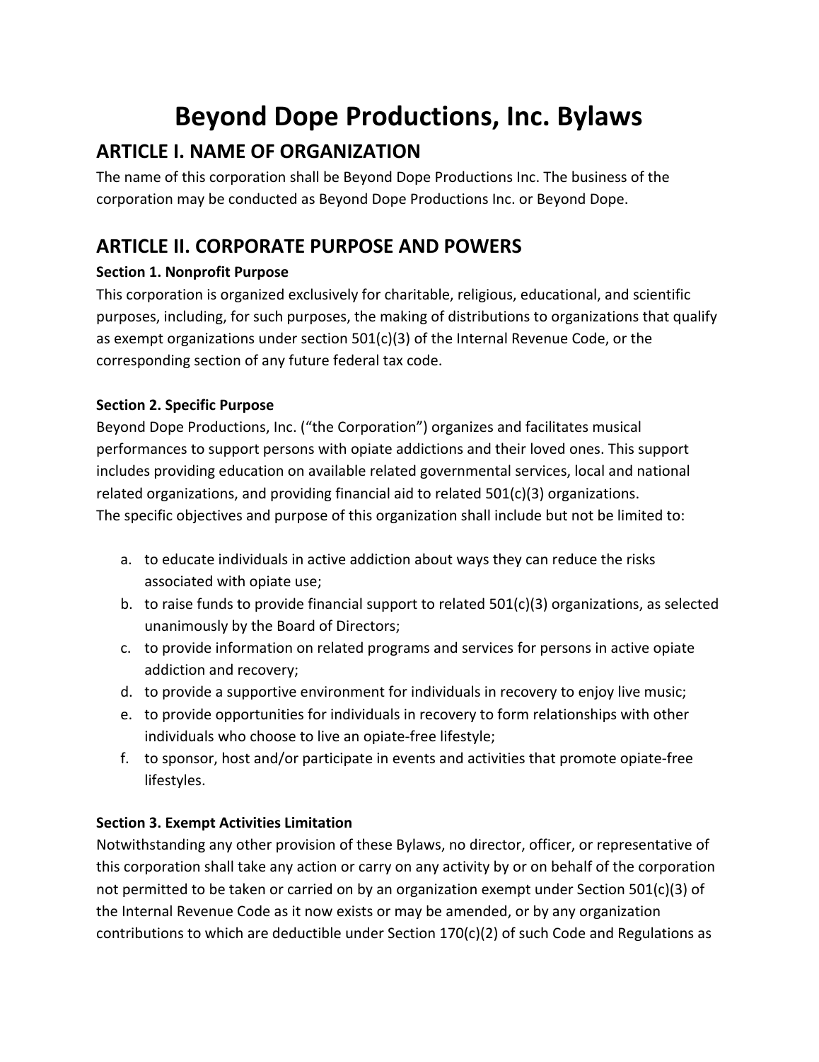# Beyond Dope Productions, Inc. Bylaws

## ARTICLE I. NAME OF ORGANIZATION

The name of this corporation shall be Beyond Dope Productions Inc. The business of the corporation may be conducted as Beyond Dope Productions Inc. or Beyond Dope.

## ARTICLE II. CORPORATE PURPOSE AND POWERS

**Section 1. Nonprofit Purpose**

This corporation is organized exclusively for charitable, religious, educational, and scientific purposes, including, for such purposes, the making of distributions to organizations that qualify as exempt organizations under section 501(c)(3) of the Internal Revenue Code, or the corresponding section of any future federal tax code.

**Section 2. Specific Purpose**

Beyond Dope Productions, Inc. ("the Corporation") organizes and facilitates musical performances to support persons with opiate addictions and their loved ones. This support includes providing education on available related governmental services, local and national related organizations, and providing financial aid to related 501(c)(3) organizations.
The specific objectives and purpose of this organization shall include but not be limited to:

a. to educate individuals in active addiction about ways they can reduce the risks associated with opiate use;
b. to raise funds to provide financial support to related 501(c)(3) organizations, as selected unanimously by the Board of Directors;
c. to provide information on related programs and services for persons in active opiate addiction and recovery;
d. to provide a supportive environment for individuals in recovery to enjoy live music;
e. to provide opportunities for individuals in recovery to form relationships with other individuals who choose to live an opiate-free lifestyle;
f. to sponsor, host and/or participate in events and activities that promote opiate-free lifestyles.

**Section 3. Exempt Activities Limitation**

Notwithstanding any other provision of these Bylaws, no director, officer, or representative of this corporation shall take any action or carry on any activity by or on behalf of the corporation not permitted to be taken or carried on by an organization exempt under Section 501(c)(3) of the Internal Revenue Code as it now exists or may be amended, or by any organization contributions to which are deductible under Section 170(c)(2) of such Code and Regulations as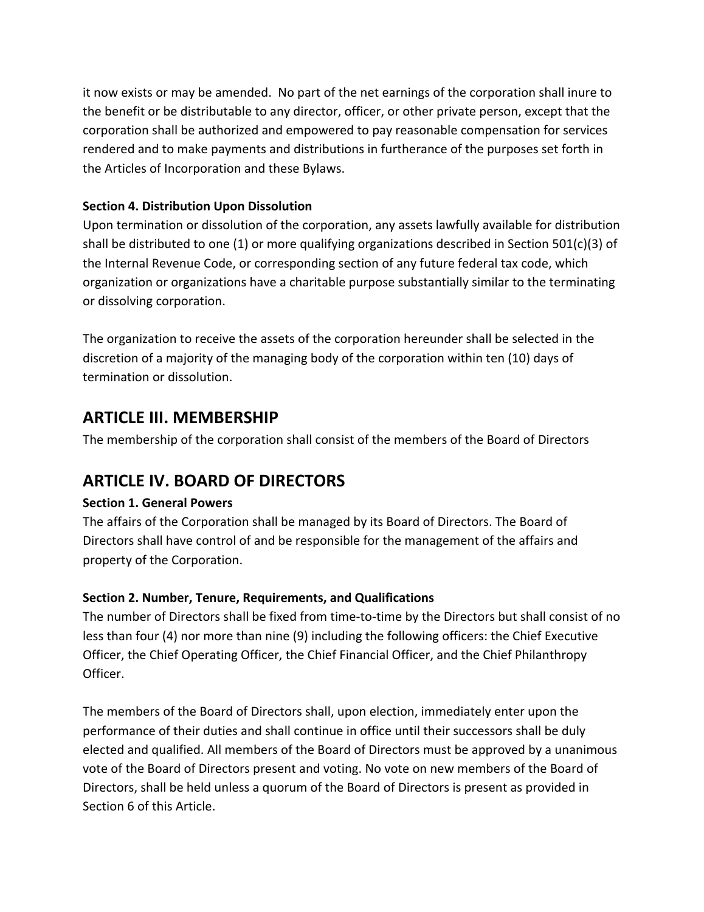it now exists or may be amended. No part of the net earnings of the corporation shall inure to the benefit or be distributable to any director, officer, or other private person, except that the corporation shall be authorized and empowered to pay reasonable compensation for services rendered and to make payments and distributions in furtherance of the purposes set forth in the Articles of Incorporation and these Bylaws.

**Section 4. Distribution Upon Dissolution**

Upon termination or dissolution of the corporation, any assets lawfully available for distribution shall be distributed to one (1) or more qualifying organizations described in Section 501(c)(3) of the Internal Revenue Code, or corresponding section of any future federal tax code, which organization or organizations have a charitable purpose substantially similar to the terminating or dissolving corporation.

The organization to receive the assets of the corporation hereunder shall be selected in the discretion of a majority of the managing body of the corporation within ten (10) days of termination or dissolution.

## ARTICLE III. MEMBERSHIP

The membership of the corporation shall consist of the members of the Board of Directors

## ARTICLE IV. BOARD OF DIRECTORS

**Section 1. General Powers**

The affairs of the Corporation shall be managed by its Board of Directors. The Board of Directors shall have control of and be responsible for the management of the affairs and property of the Corporation.

**Section 2. Number, Tenure, Requirements, and Qualifications**

The number of Directors shall be fixed from time-to-time by the Directors but shall consist of no less than four (4) nor more than nine (9) including the following officers: the Chief Executive Officer, the Chief Operating Officer, the Chief Financial Officer, and the Chief Philanthropy Officer.

The members of the Board of Directors shall, upon election, immediately enter upon the performance of their duties and shall continue in office until their successors shall be duly elected and qualified. All members of the Board of Directors must be approved by a unanimous vote of the Board of Directors present and voting. No vote on new members of the Board of Directors, shall be held unless a quorum of the Board of Directors is present as provided in Section 6 of this Article.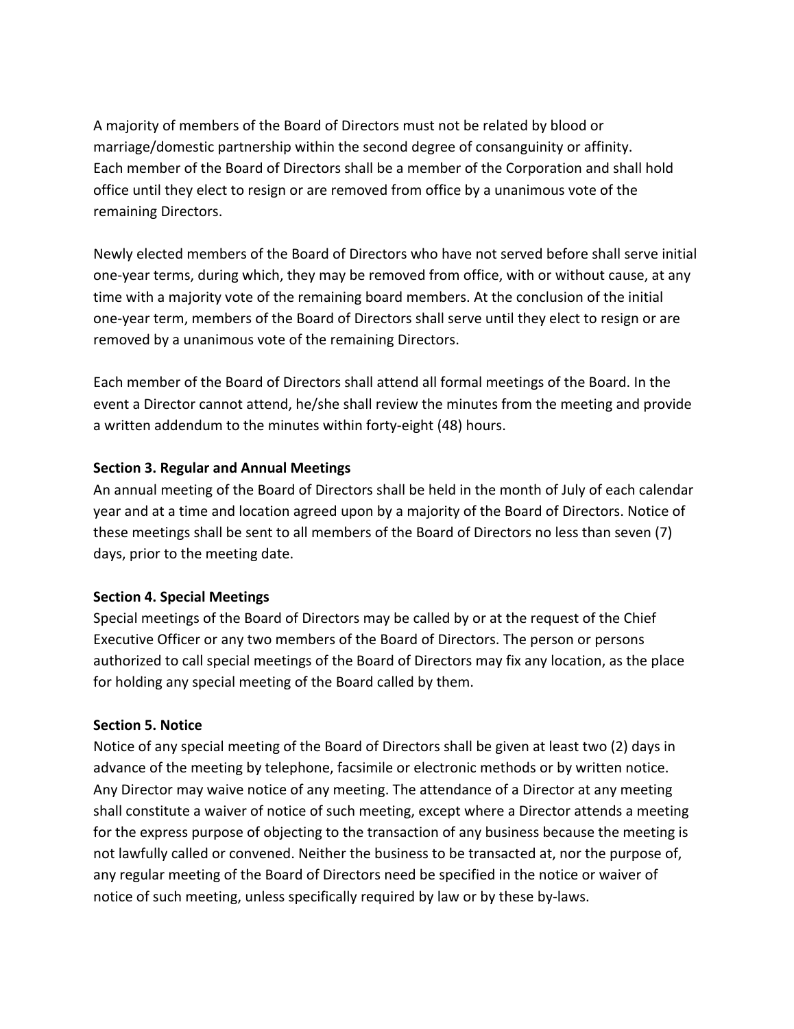A majority of members of the Board of Directors must not be related by blood or marriage/domestic partnership within the second degree of consanguinity or affinity. Each member of the Board of Directors shall be a member of the Corporation and shall hold office until they elect to resign or are removed from office by a unanimous vote of the remaining Directors.

Newly elected members of the Board of Directors who have not served before shall serve initial one-year terms, during which, they may be removed from office, with or without cause, at any time with a majority vote of the remaining board members. At the conclusion of the initial one-year term, members of the Board of Directors shall serve until they elect to resign or are removed by a unanimous vote of the remaining Directors.

Each member of the Board of Directors shall attend all formal meetings of the Board. In the event a Director cannot attend, he/she shall review the minutes from the meeting and provide a written addendum to the minutes within forty-eight (48) hours.

**Section 3. Regular and Annual Meetings**

An annual meeting of the Board of Directors shall be held in the month of July of each calendar year and at a time and location agreed upon by a majority of the Board of Directors. Notice of these meetings shall be sent to all members of the Board of Directors no less than seven (7) days, prior to the meeting date.

**Section 4. Special Meetings**

Special meetings of the Board of Directors may be called by or at the request of the Chief Executive Officer or any two members of the Board of Directors. The person or persons authorized to call special meetings of the Board of Directors may fix any location, as the place for holding any special meeting of the Board called by them.

**Section 5. Notice**

Notice of any special meeting of the Board of Directors shall be given at least two (2) days in advance of the meeting by telephone, facsimile or electronic methods or by written notice. Any Director may waive notice of any meeting. The attendance of a Director at any meeting shall constitute a waiver of notice of such meeting, except where a Director attends a meeting for the express purpose of objecting to the transaction of any business because the meeting is not lawfully called or convened. Neither the business to be transacted at, nor the purpose of, any regular meeting of the Board of Directors need be specified in the notice or waiver of notice of such meeting, unless specifically required by law or by these by-laws.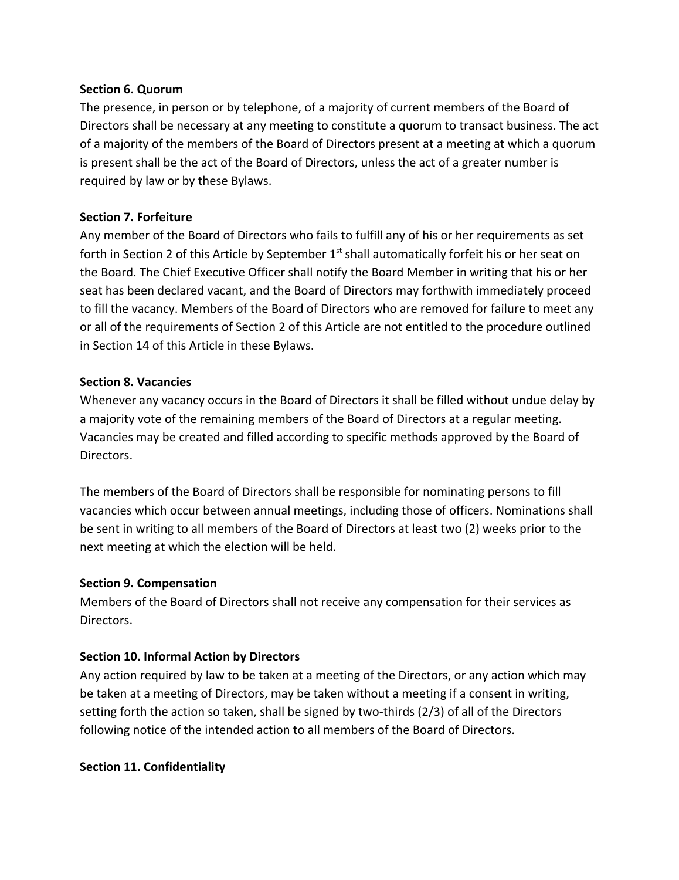**Section 6. Quorum**

The presence, in person or by telephone, of a majority of current members of the Board of Directors shall be necessary at any meeting to constitute a quorum to transact business. The act of a majority of the members of the Board of Directors present at a meeting at which a quorum is present shall be the act of the Board of Directors, unless the act of a greater number is required by law or by these Bylaws.

**Section 7. Forfeiture**

Any member of the Board of Directors who fails to fulfill any of his or her requirements as set forth in Section 2 of this Article by September 1st shall automatically forfeit his or her seat on the Board. The Chief Executive Officer shall notify the Board Member in writing that his or her seat has been declared vacant, and the Board of Directors may forthwith immediately proceed to fill the vacancy. Members of the Board of Directors who are removed for failure to meet any or all of the requirements of Section 2 of this Article are not entitled to the procedure outlined in Section 14 of this Article in these Bylaws.

**Section 8. Vacancies**

Whenever any vacancy occurs in the Board of Directors it shall be filled without undue delay by a majority vote of the remaining members of the Board of Directors at a regular meeting. Vacancies may be created and filled according to specific methods approved by the Board of Directors.

The members of the Board of Directors shall be responsible for nominating persons to fill vacancies which occur between annual meetings, including those of officers. Nominations shall be sent in writing to all members of the Board of Directors at least two (2) weeks prior to the next meeting at which the election will be held.

**Section 9. Compensation**

Members of the Board of Directors shall not receive any compensation for their services as Directors.

**Section 10. Informal Action by Directors**

Any action required by law to be taken at a meeting of the Directors, or any action which may be taken at a meeting of Directors, may be taken without a meeting if a consent in writing, setting forth the action so taken, shall be signed by two-thirds (2/3) of all of the Directors following notice of the intended action to all members of the Board of Directors.

**Section 11. Confidentiality**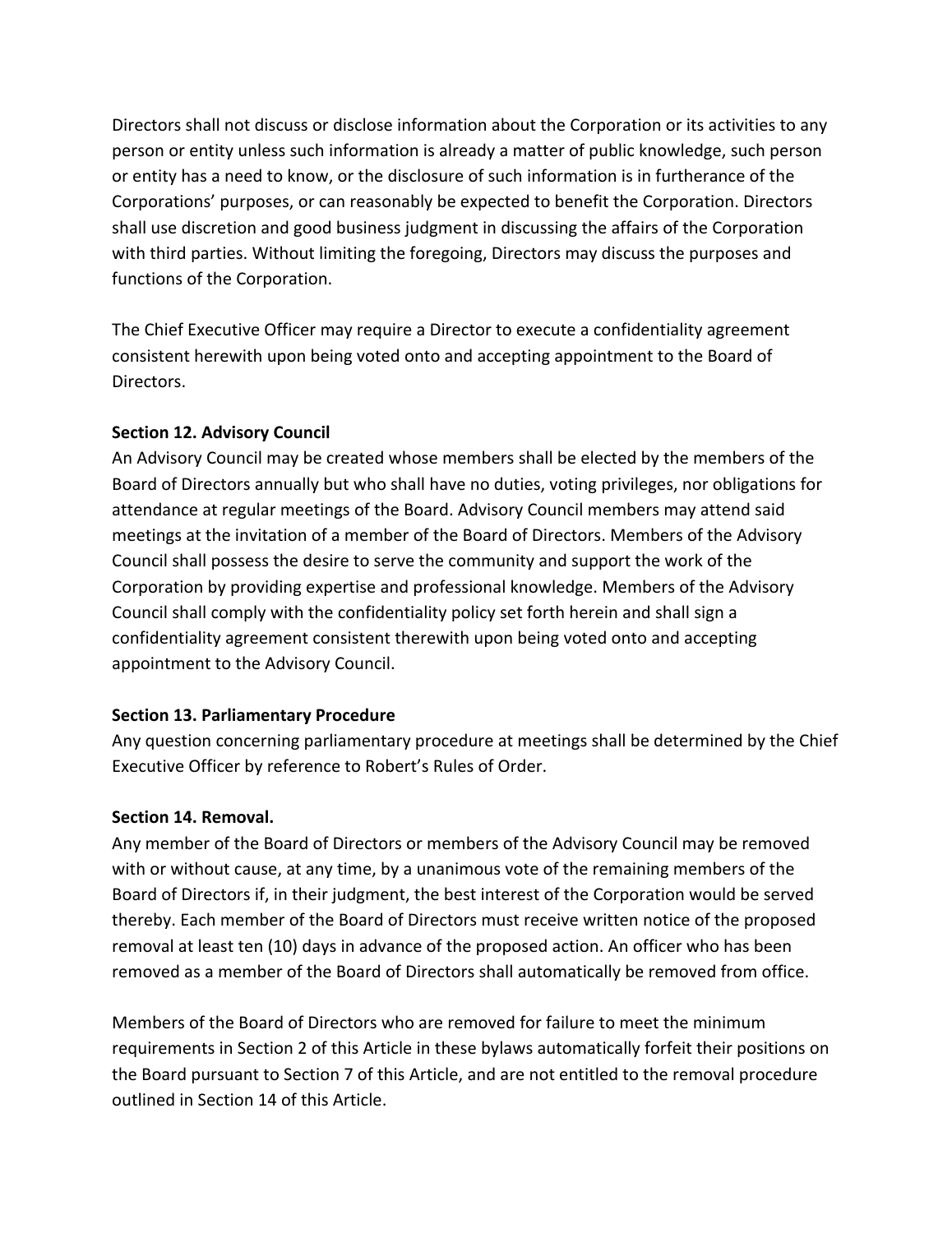Directors shall not discuss or disclose information about the Corporation or its activities to any person or entity unless such information is already a matter of public knowledge, such person or entity has a need to know, or the disclosure of such information is in furtherance of the Corporations' purposes, or can reasonably be expected to benefit the Corporation. Directors shall use discretion and good business judgment in discussing the affairs of the Corporation with third parties. Without limiting the foregoing, Directors may discuss the purposes and functions of the Corporation.

The Chief Executive Officer may require a Director to execute a confidentiality agreement consistent herewith upon being voted onto and accepting appointment to the Board of Directors.

**Section 12. Advisory Council**

An Advisory Council may be created whose members shall be elected by the members of the Board of Directors annually but who shall have no duties, voting privileges, nor obligations for attendance at regular meetings of the Board. Advisory Council members may attend said meetings at the invitation of a member of the Board of Directors. Members of the Advisory Council shall possess the desire to serve the community and support the work of the Corporation by providing expertise and professional knowledge. Members of the Advisory Council shall comply with the confidentiality policy set forth herein and shall sign a confidentiality agreement consistent therewith upon being voted onto and accepting appointment to the Advisory Council.

**Section 13. Parliamentary Procedure**

Any question concerning parliamentary procedure at meetings shall be determined by the Chief Executive Officer by reference to Robert's Rules of Order.

**Section 14. Removal.**

Any member of the Board of Directors or members of the Advisory Council may be removed with or without cause, at any time, by a unanimous vote of the remaining members of the Board of Directors if, in their judgment, the best interest of the Corporation would be served thereby. Each member of the Board of Directors must receive written notice of the proposed removal at least ten (10) days in advance of the proposed action. An officer who has been removed as a member of the Board of Directors shall automatically be removed from office.

Members of the Board of Directors who are removed for failure to meet the minimum requirements in Section 2 of this Article in these bylaws automatically forfeit their positions on the Board pursuant to Section 7 of this Article, and are not entitled to the removal procedure outlined in Section 14 of this Article.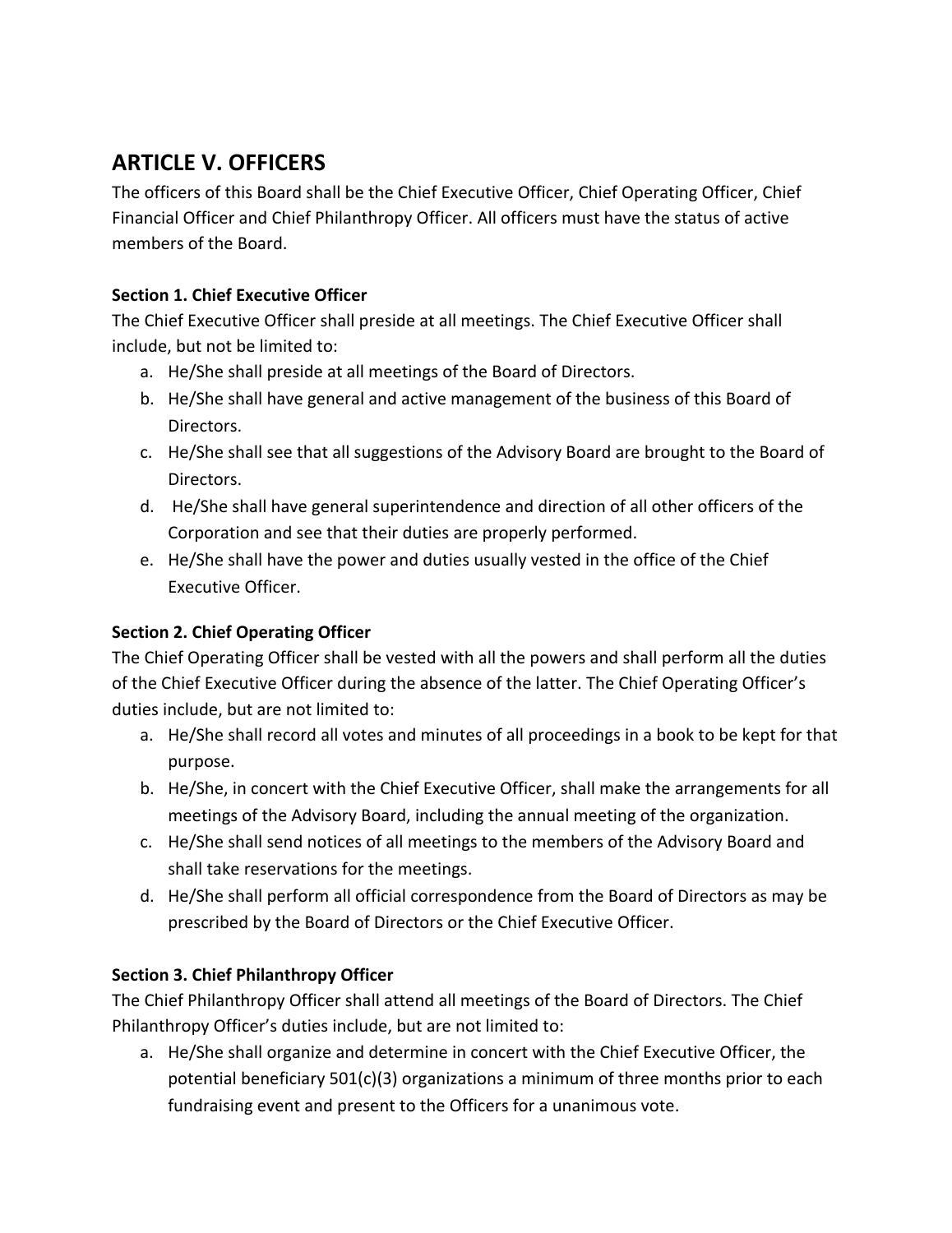## ARTICLE V. OFFICERS

The officers of this Board shall be the Chief Executive Officer, Chief Operating Officer, Chief Financial Officer and Chief Philanthropy Officer. All officers must have the status of active members of the Board.

**Section 1. Chief Executive Officer**

The Chief Executive Officer shall preside at all meetings. The Chief Executive Officer shall include, but not be limited to:

a. He/She shall preside at all meetings of the Board of Directors.
b. He/She shall have general and active management of the business of this Board of Directors.
c. He/She shall see that all suggestions of the Advisory Board are brought to the Board of Directors.
d. He/She shall have general superintendence and direction of all other officers of the Corporation and see that their duties are properly performed.
e. He/She shall have the power and duties usually vested in the office of the Chief Executive Officer.

**Section 2. Chief Operating Officer**

The Chief Operating Officer shall be vested with all the powers and shall perform all the duties of the Chief Executive Officer during the absence of the latter. The Chief Operating Officer's duties include, but are not limited to:

a. He/She shall record all votes and minutes of all proceedings in a book to be kept for that purpose.
b. He/She, in concert with the Chief Executive Officer, shall make the arrangements for all meetings of the Advisory Board, including the annual meeting of the organization.
c. He/She shall send notices of all meetings to the members of the Advisory Board and shall take reservations for the meetings.
d. He/She shall perform all official correspondence from the Board of Directors as may be prescribed by the Board of Directors or the Chief Executive Officer.

**Section 3. Chief Philanthropy Officer**

The Chief Philanthropy Officer shall attend all meetings of the Board of Directors. The Chief Philanthropy Officer's duties include, but are not limited to:

a. He/She shall organize and determine in concert with the Chief Executive Officer, the potential beneficiary 501(c)(3) organizations a minimum of three months prior to each fundraising event and present to the Officers for a unanimous vote.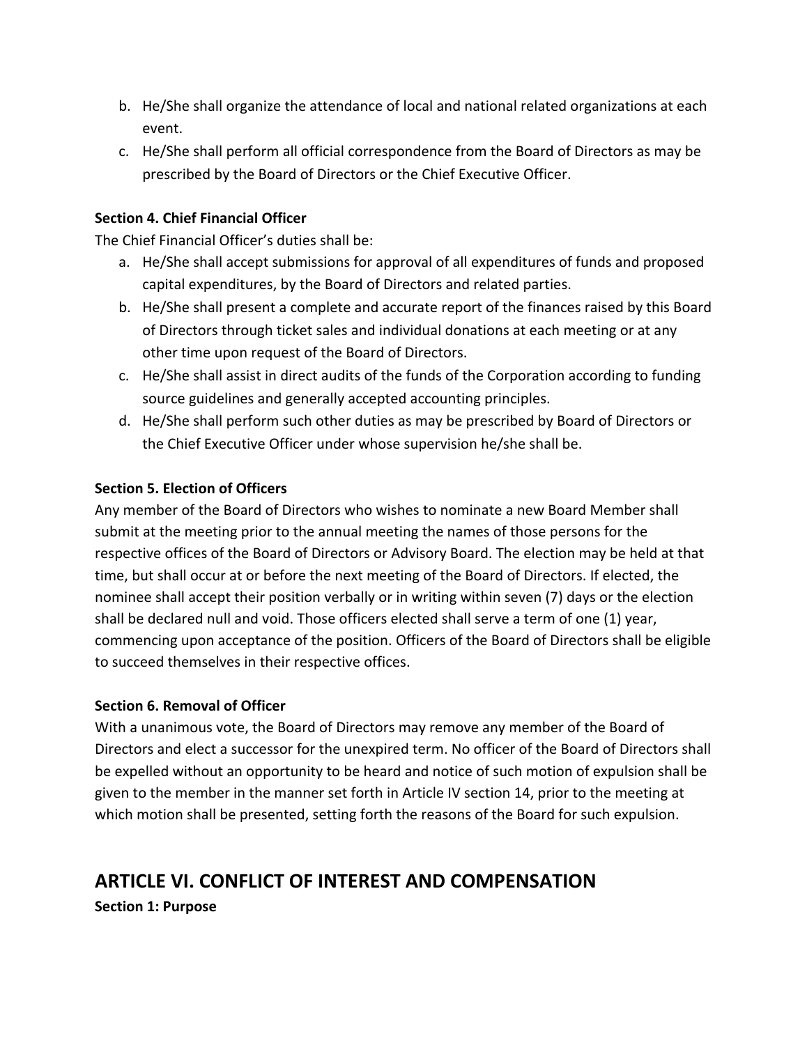b. He/She shall organize the attendance of local and national related organizations at each event.
c. He/She shall perform all official correspondence from the Board of Directors as may be prescribed by the Board of Directors or the Chief Executive Officer.

**Section 4. Chief Financial Officer**

The Chief Financial Officer's duties shall be:

a. He/She shall accept submissions for approval of all expenditures of funds and proposed capital expenditures, by the Board of Directors and related parties.
b. He/She shall present a complete and accurate report of the finances raised by this Board of Directors through ticket sales and individual donations at each meeting or at any other time upon request of the Board of Directors.
c. He/She shall assist in direct audits of the funds of the Corporation according to funding source guidelines and generally accepted accounting principles.
d. He/She shall perform such other duties as may be prescribed by Board of Directors or the Chief Executive Officer under whose supervision he/she shall be.

**Section 5. Election of Officers**

Any member of the Board of Directors who wishes to nominate a new Board Member shall submit at the meeting prior to the annual meeting the names of those persons for the respective offices of the Board of Directors or Advisory Board. The election may be held at that time, but shall occur at or before the next meeting of the Board of Directors. If elected, the nominee shall accept their position verbally or in writing within seven (7) days or the election shall be declared null and void. Those officers elected shall serve a term of one (1) year, commencing upon acceptance of the position. Officers of the Board of Directors shall be eligible to succeed themselves in their respective offices.

**Section 6. Removal of Officer**

With a unanimous vote, the Board of Directors may remove any member of the Board of Directors and elect a successor for the unexpired term. No officer of the Board of Directors shall be expelled without an opportunity to be heard and notice of such motion of expulsion shall be given to the member in the manner set forth in Article IV section 14, prior to the meeting at which motion shall be presented, setting forth the reasons of the Board for such expulsion.

## ARTICLE VI. CONFLICT OF INTEREST AND COMPENSATION

**Section 1: Purpose**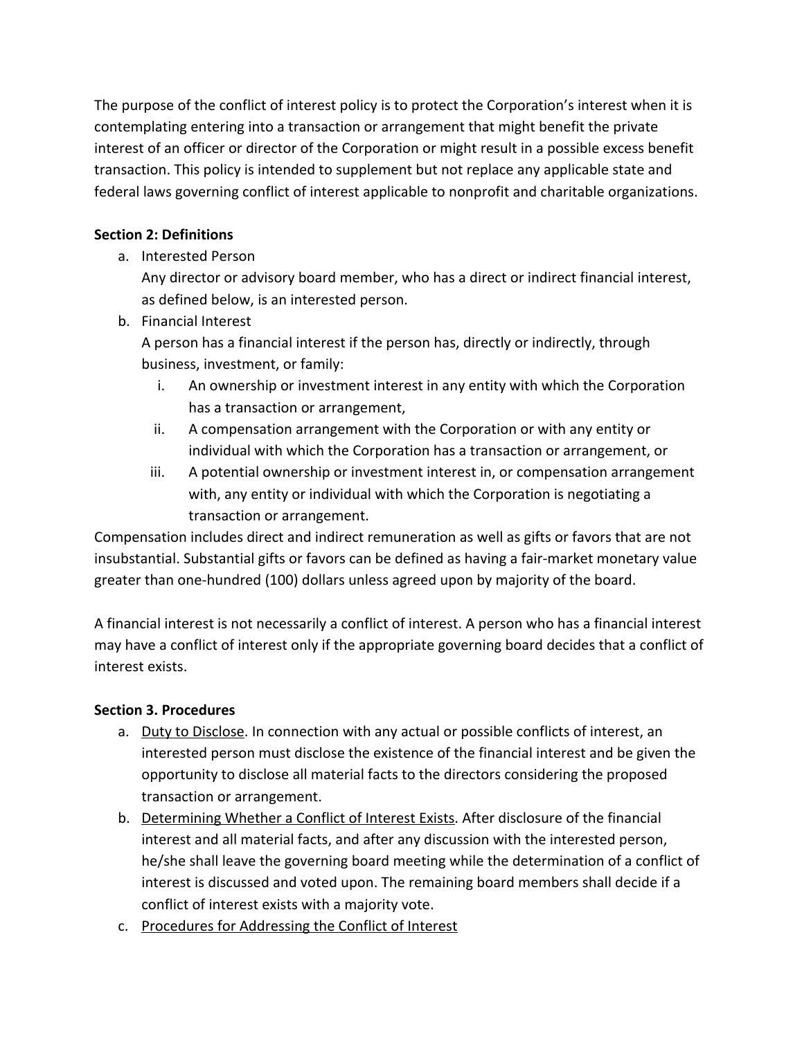The purpose of the conflict of interest policy is to protect the Corporation's interest when it is contemplating entering into a transaction or arrangement that might benefit the private interest of an officer or director of the Corporation or might result in a possible excess benefit transaction. This policy is intended to supplement but not replace any applicable state and federal laws governing conflict of interest applicable to nonprofit and charitable organizations.

**Section 2: Definitions**

a. Interested Person
   Any director or advisory board member, who has a direct or indirect financial interest, as defined below, is an interested person.
b. Financial Interest
   A person has a financial interest if the person has, directly or indirectly, through business, investment, or family:
   i. An ownership or investment interest in any entity with which the Corporation has a transaction or arrangement,
   ii. A compensation arrangement with the Corporation or with any entity or individual with which the Corporation has a transaction or arrangement, or
   iii. A potential ownership or investment interest in, or compensation arrangement with, any entity or individual with which the Corporation is negotiating a transaction or arrangement.

Compensation includes direct and indirect remuneration as well as gifts or favors that are not insubstantial. Substantial gifts or favors can be defined as having a fair-market monetary value greater than one-hundred (100) dollars unless agreed upon by majority of the board.

A financial interest is not necessarily a conflict of interest. A person who has a financial interest may have a conflict of interest only if the appropriate governing board decides that a conflict of interest exists.

**Section 3. Procedures**

a. Duty to Disclose. In connection with any actual or possible conflicts of interest, an interested person must disclose the existence of the financial interest and be given the opportunity to disclose all material facts to the directors considering the proposed transaction or arrangement.
b. Determining Whether a Conflict of Interest Exists. After disclosure of the financial interest and all material facts, and after any discussion with the interested person, he/she shall leave the governing board meeting while the determination of a conflict of interest is discussed and voted upon. The remaining board members shall decide if a conflict of interest exists with a majority vote.
c. Procedures for Addressing the Conflict of Interest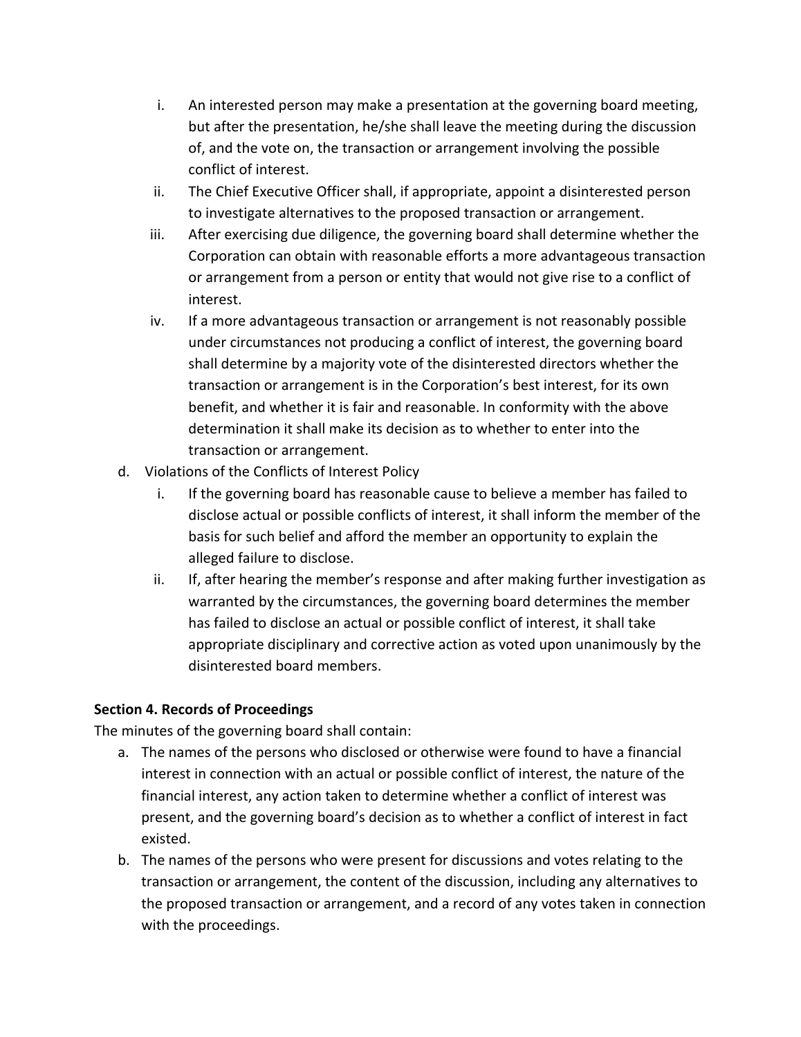i. An interested person may make a presentation at the governing board meeting, but after the presentation, he/she shall leave the meeting during the discussion of, and the vote on, the transaction or arrangement involving the possible conflict of interest.

ii. The Chief Executive Officer shall, if appropriate, appoint a disinterested person to investigate alternatives to the proposed transaction or arrangement.

iii. After exercising due diligence, the governing board shall determine whether the Corporation can obtain with reasonable efforts a more advantageous transaction or arrangement from a person or entity that would not give rise to a conflict of interest.

iv. If a more advantageous transaction or arrangement is not reasonably possible under circumstances not producing a conflict of interest, the governing board shall determine by a majority vote of the disinterested directors whether the transaction or arrangement is in the Corporation's best interest, for its own benefit, and whether it is fair and reasonable. In conformity with the above determination it shall make its decision as to whether to enter into the transaction or arrangement.

d. Violations of the Conflicts of Interest Policy

i. If the governing board has reasonable cause to believe a member has failed to disclose actual or possible conflicts of interest, it shall inform the member of the basis for such belief and afford the member an opportunity to explain the alleged failure to disclose.

ii. If, after hearing the member's response and after making further investigation as warranted by the circumstances, the governing board determines the member has failed to disclose an actual or possible conflict of interest, it shall take appropriate disciplinary and corrective action as voted upon unanimously by the disinterested board members.

**Section 4. Records of Proceedings**

The minutes of the governing board shall contain:

a. The names of the persons who disclosed or otherwise were found to have a financial interest in connection with an actual or possible conflict of interest, the nature of the financial interest, any action taken to determine whether a conflict of interest was present, and the governing board's decision as to whether a conflict of interest in fact existed.

b. The names of the persons who were present for discussions and votes relating to the transaction or arrangement, the content of the discussion, including any alternatives to the proposed transaction or arrangement, and a record of any votes taken in connection with the proceedings.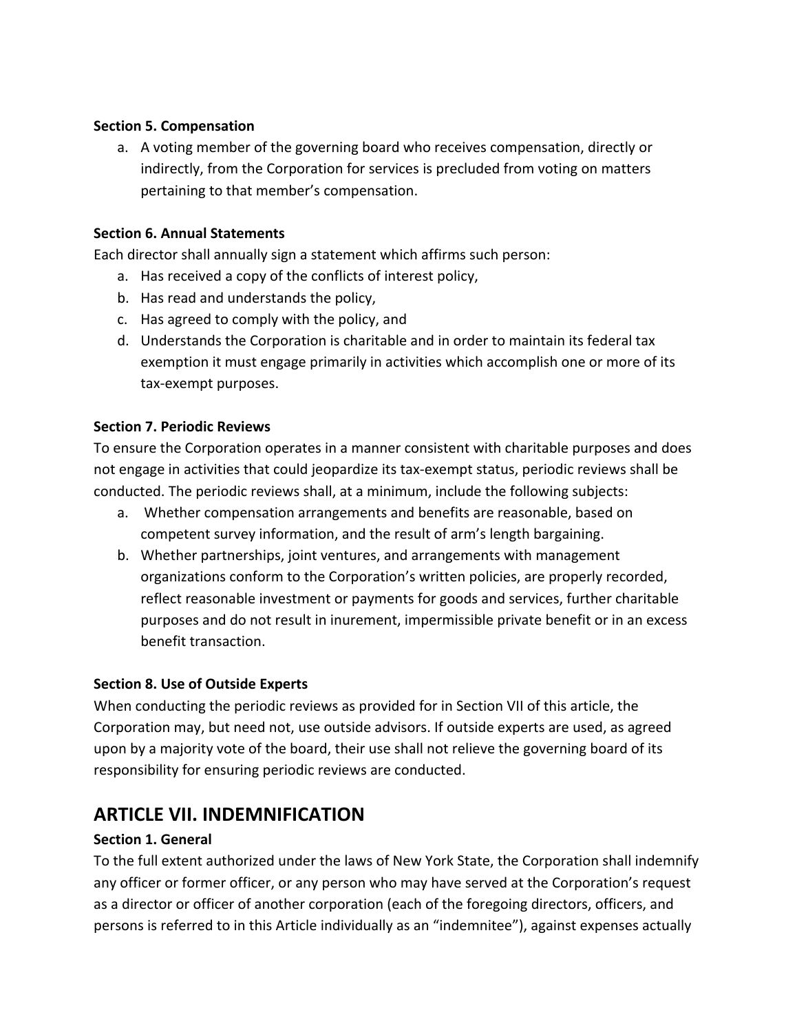**Section 5. Compensation**

a. A voting member of the governing board who receives compensation, directly or indirectly, from the Corporation for services is precluded from voting on matters pertaining to that member's compensation.

**Section 6. Annual Statements**

Each director shall annually sign a statement which affirms such person:

a. Has received a copy of the conflicts of interest policy,
b. Has read and understands the policy,
c. Has agreed to comply with the policy, and
d. Understands the Corporation is charitable and in order to maintain its federal tax exemption it must engage primarily in activities which accomplish one or more of its tax-exempt purposes.

**Section 7. Periodic Reviews**

To ensure the Corporation operates in a manner consistent with charitable purposes and does not engage in activities that could jeopardize its tax-exempt status, periodic reviews shall be conducted. The periodic reviews shall, at a minimum, include the following subjects:

a. Whether compensation arrangements and benefits are reasonable, based on competent survey information, and the result of arm's length bargaining.
b. Whether partnerships, joint ventures, and arrangements with management organizations conform to the Corporation's written policies, are properly recorded, reflect reasonable investment or payments for goods and services, further charitable purposes and do not result in inurement, impermissible private benefit or in an excess benefit transaction.

**Section 8. Use of Outside Experts**

When conducting the periodic reviews as provided for in Section VII of this article, the Corporation may, but need not, use outside advisors. If outside experts are used, as agreed upon by a majority vote of the board, their use shall not relieve the governing board of its responsibility for ensuring periodic reviews are conducted.

## ARTICLE VII. INDEMNIFICATION

**Section 1. General**

To the full extent authorized under the laws of New York State, the Corporation shall indemnify any officer or former officer, or any person who may have served at the Corporation's request as a director or officer of another corporation (each of the foregoing directors, officers, and persons is referred to in this Article individually as an "indemnitee"), against expenses actually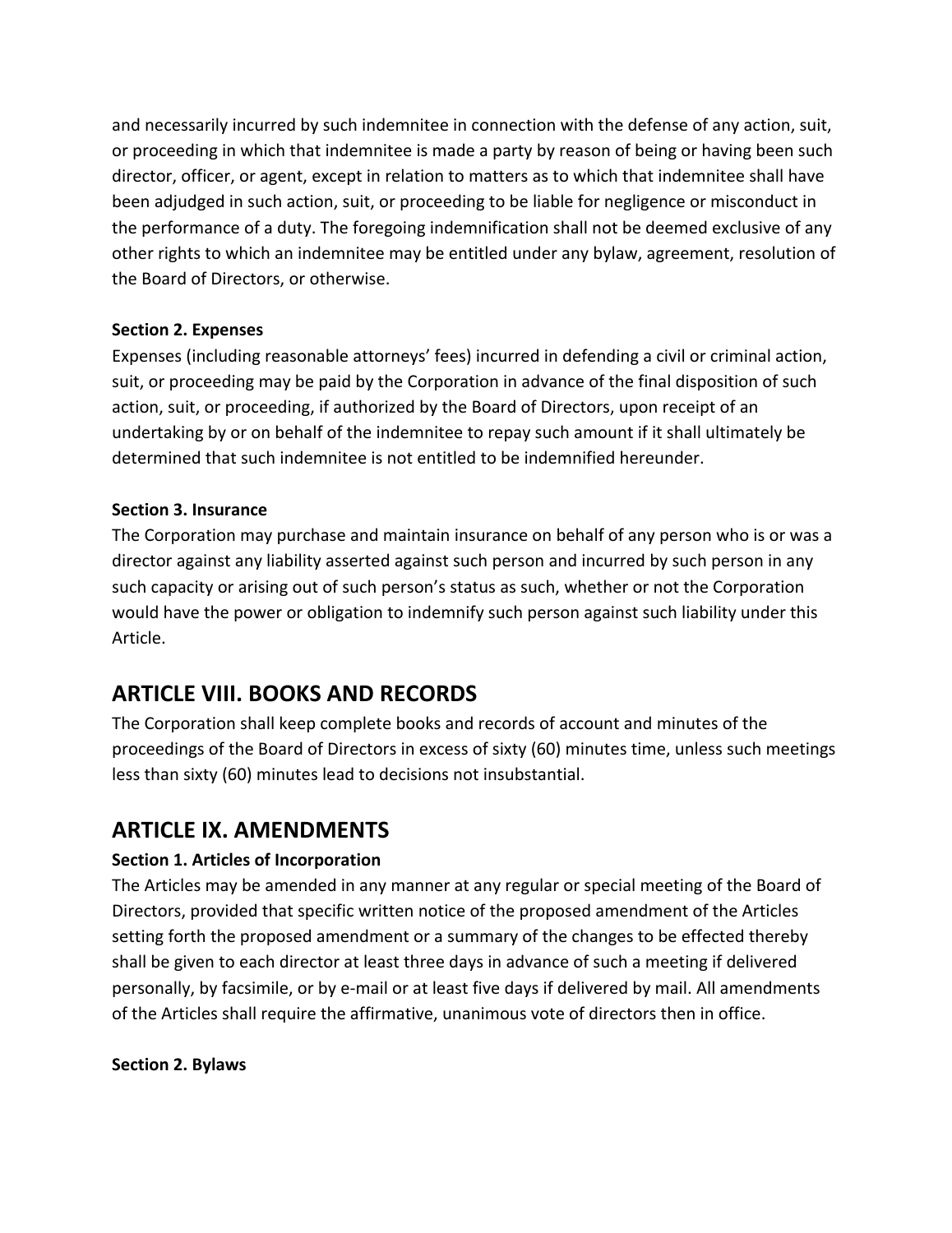and necessarily incurred by such indemnitee in connection with the defense of any action, suit, or proceeding in which that indemnitee is made a party by reason of being or having been such director, officer, or agent, except in relation to matters as to which that indemnitee shall have been adjudged in such action, suit, or proceeding to be liable for negligence or misconduct in the performance of a duty. The foregoing indemnification shall not be deemed exclusive of any other rights to which an indemnitee may be entitled under any bylaw, agreement, resolution of the Board of Directors, or otherwise.

**Section 2. Expenses**

Expenses (including reasonable attorneys' fees) incurred in defending a civil or criminal action, suit, or proceeding may be paid by the Corporation in advance of the final disposition of such action, suit, or proceeding, if authorized by the Board of Directors, upon receipt of an undertaking by or on behalf of the indemnitee to repay such amount if it shall ultimately be determined that such indemnitee is not entitled to be indemnified hereunder.

**Section 3. Insurance**

The Corporation may purchase and maintain insurance on behalf of any person who is or was a director against any liability asserted against such person and incurred by such person in any such capacity or arising out of such person's status as such, whether or not the Corporation would have the power or obligation to indemnify such person against such liability under this Article.

## ARTICLE VIII. BOOKS AND RECORDS

The Corporation shall keep complete books and records of account and minutes of the proceedings of the Board of Directors in excess of sixty (60) minutes time, unless such meetings less than sixty (60) minutes lead to decisions not insubstantial.

## ARTICLE IX. AMENDMENTS

**Section 1. Articles of Incorporation**

The Articles may be amended in any manner at any regular or special meeting of the Board of Directors, provided that specific written notice of the proposed amendment of the Articles setting forth the proposed amendment or a summary of the changes to be effected thereby shall be given to each director at least three days in advance of such a meeting if delivered personally, by facsimile, or by e-mail or at least five days if delivered by mail. All amendments of the Articles shall require the affirmative, unanimous vote of directors then in office.

**Section 2. Bylaws**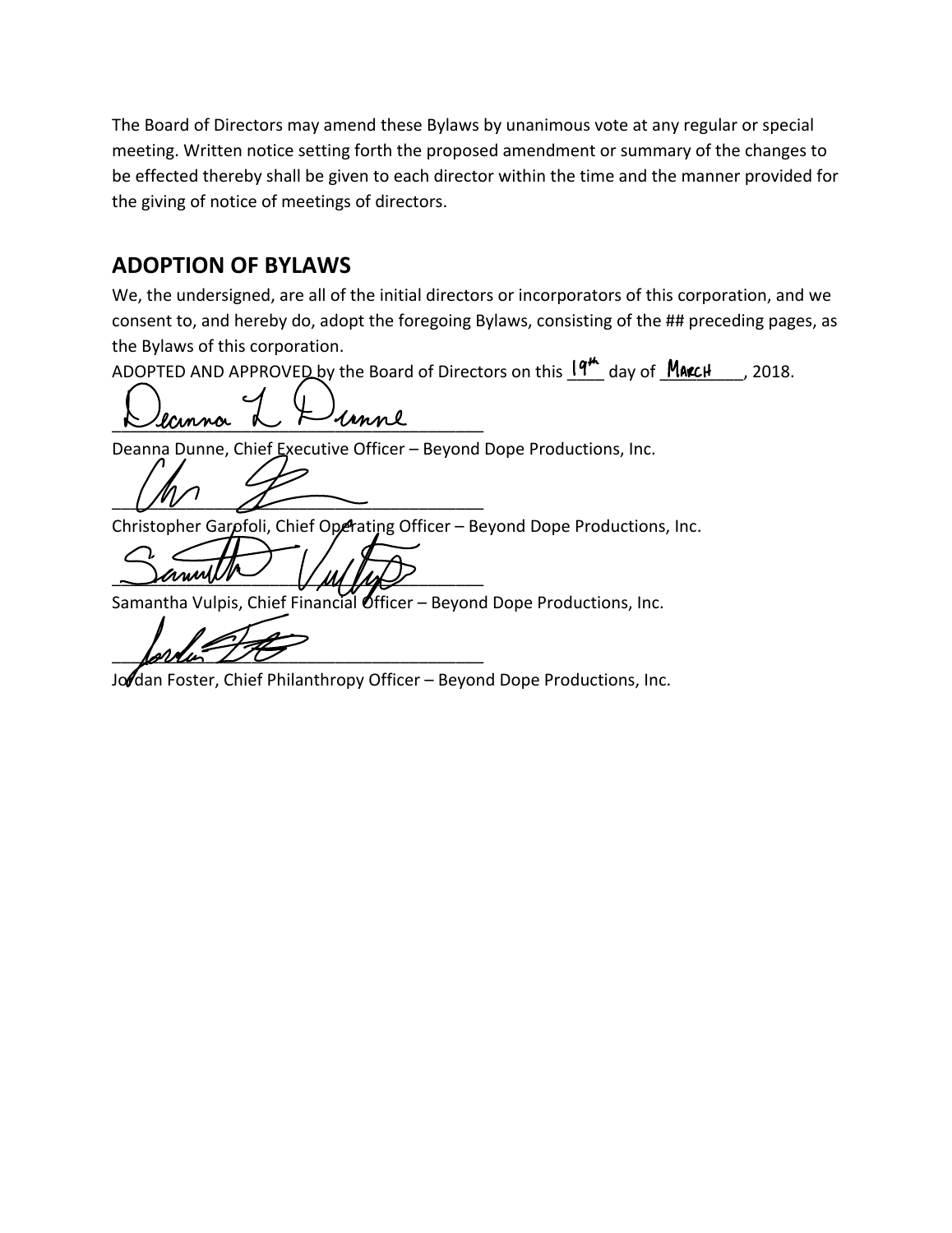The Board of Directors may amend these Bylaws by unanimous vote at any regular or special meeting. Written notice setting forth the proposed amendment or summary of the changes to be effected thereby shall be given to each director within the time and the manner provided for the giving of notice of meetings of directors.

## ADOPTION OF BYLAWS

We, the undersigned, are all of the initial directors or incorporators of this corporation, and we consent to, and hereby do, adopt the foregoing Bylaws, consisting of the ## preceding pages, as the Bylaws of this corporation.

ADOPTED AND APPROVED by the Board of Directors on this 19th day of MARCH, 2018.

Deanna L Dunne

Deanna Dunne, Chief Executive Officer – Beyond Dope Productions, Inc.

\_\_\_\_\_\_\_\_\_\_\_\_\_\_\_\_\_\_\_\_\_\_\_\_\_\_\_\_\_\_\_\_\_\_\_\_\_\_\_\_

Christopher Garofoli, Chief Operating Officer – Beyond Dope Productions, Inc.

Samantha Vulpis

Samantha Vulpis, Chief Financial Officer – Beyond Dope Productions, Inc.

\_\_\_\_\_\_\_\_\_\_\_\_\_\_\_\_\_\_\_\_\_\_\_\_\_\_\_\_\_\_\_\_\_\_\_\_\_\_\_\_

Jordan Foster, Chief Philanthropy Officer – Beyond Dope Productions, Inc.